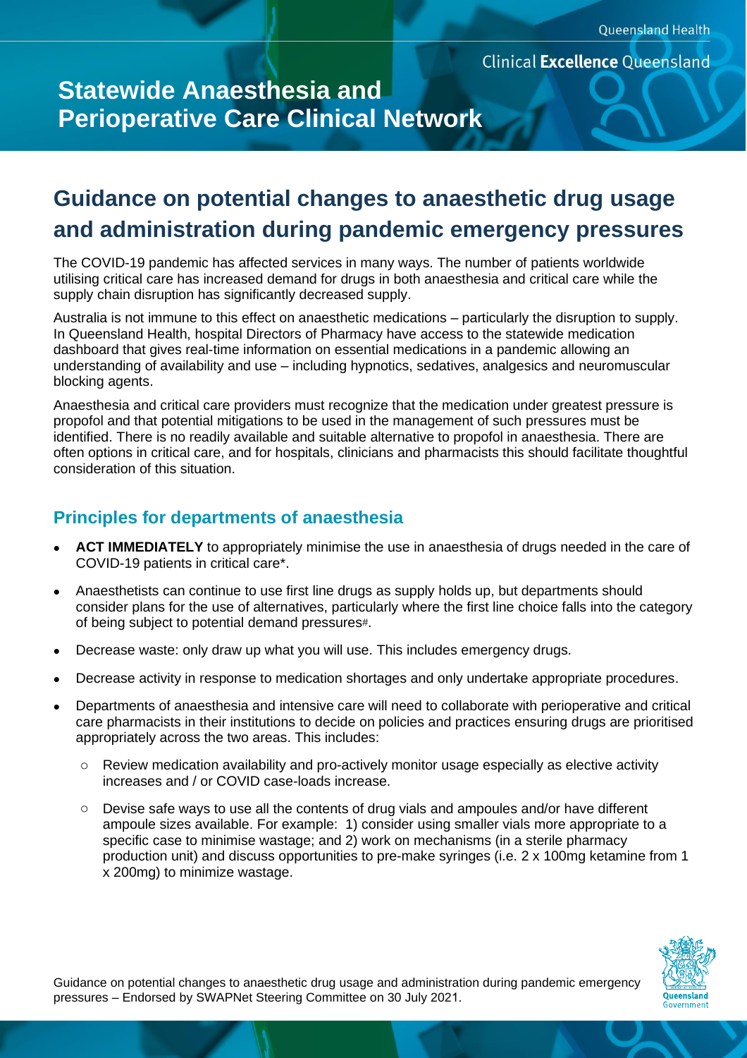Queensland Health

Clinical **Excellence** Queensland

# Statewide Anaesthesia and Perioperative Care Clinical Network

# Guidance on potential changes to anaesthetic drug usage and administration during pandemic emergency pressures

The COVID-19 pandemic has affected services in many ways. The number of patients worldwide utilising critical care has increased demand for drugs in both anaesthesia and critical care while the supply chain disruption has significantly decreased supply.

Australia is not immune to this effect on anaesthetic medications – particularly the disruption to supply. In Queensland Health, hospital Directors of Pharmacy have access to the statewide medication dashboard that gives real-time information on essential medications in a pandemic allowing an understanding of availability and use – including hypnotics, sedatives, analgesics and neuromuscular blocking agents.

Anaesthesia and critical care providers must recognize that the medication under greatest pressure is propofol and that potential mitigations to be used in the management of such pressures must be identified. There is no readily available and suitable alternative to propofol in anaesthesia. There are often options in critical care, and for hospitals, clinicians and pharmacists this should facilitate thoughtful consideration of this situation.

## Principles for departments of anaesthesia

- **ACT IMMEDIATELY** to appropriately minimise the use in anaesthesia of drugs needed in the care of COVID-19 patients in critical care*.
- Anaesthetists can continue to use first line drugs as supply holds up, but departments should consider plans for the use of alternatives, particularly where the first line choice falls into the category of being subject to potential demand pressures#.
- Decrease waste: only draw up what you will use. This includes emergency drugs.
- Decrease activity in response to medication shortages and only undertake appropriate procedures.
- Departments of anaesthesia and intensive care will need to collaborate with perioperative and critical care pharmacists in their institutions to decide on policies and practices ensuring drugs are prioritised appropriately across the two areas. This includes:
  - Review medication availability and pro-actively monitor usage especially as elective activity increases and / or COVID case-loads increase.
  - Devise safe ways to use all the contents of drug vials and ampoules and/or have different ampoule sizes available. For example: 1) consider using smaller vials more appropriate to a specific case to minimise wastage; and 2) work on mechanisms (in a sterile pharmacy production unit) and discuss opportunities to pre-make syringes (i.e. 2 x 100mg ketamine from 1 x 200mg) to minimize wastage.

Guidance on potential changes to anaesthetic drug usage and administration during pandemic emergency pressures – Endorsed by SWAPNet Steering Committee on 30 July 2021.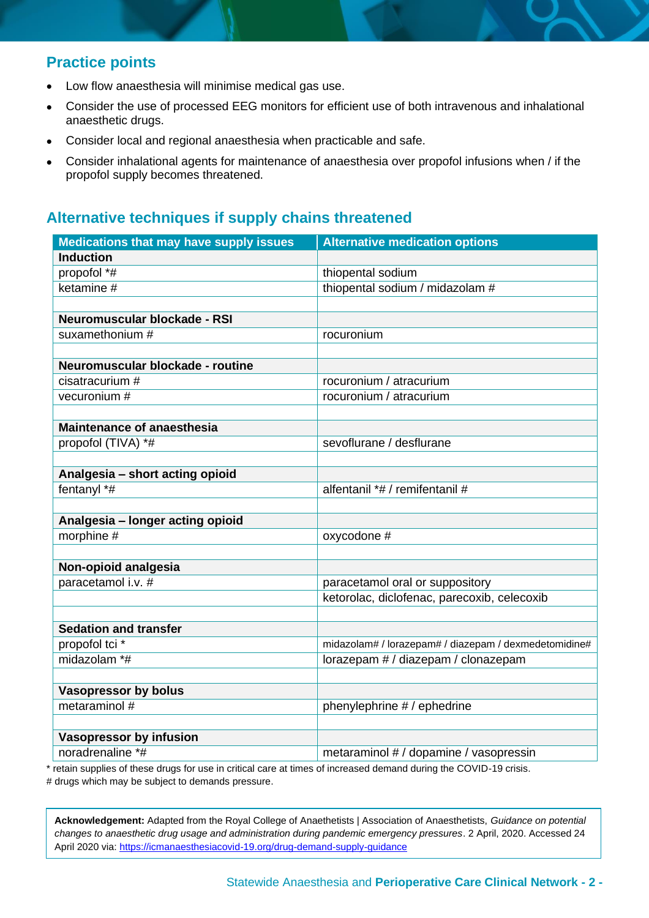## Practice points

- Low flow anaesthesia will minimise medical gas use.
- Consider the use of processed EEG monitors for efficient use of both intravenous and inhalational anaesthetic drugs.
- Consider local and regional anaesthesia when practicable and safe.
- Consider inhalational agents for maintenance of anaesthesia over propofol infusions when / if the propofol supply becomes threatened.

## Alternative techniques if supply chains threatened

| Medications that may have supply issues | Alternative medication options |
|---|---|
| **Induction** | |
| propofol *# | thiopental sodium |
| ketamine # | thiopental sodium / midazolam # |
| | |
| **Neuromuscular blockade - RSI** | |
| suxamethonium # | rocuronium |
| | |
| **Neuromuscular blockade - routine** | |
| cisatracurium # | rocuronium / atracurium |
| vecuronium # | rocuronium / atracurium |
| | |
| **Maintenance of anaesthesia** | |
| propofol (TIVA) *# | sevoflurane / desflurane |
| | |
| **Analgesia – short acting opioid** | |
| fentanyl *# | alfentanil *# / remifentanil # |
| | |
| **Analgesia – longer acting opioid** | |
| morphine # | oxycodone # |
| | |
| **Non-opioid analgesia** | |
| paracetamol i.v. # | paracetamol oral or suppository |
| | ketorolac, diclofenac, parecoxib, celecoxib |
| | |
| **Sedation and transfer** | |
| propofol tci * | midazolam# / lorazepam# / diazepam / dexmedetomidine# |
| midazolam *# | lorazepam # / diazepam / clonazepam |
| | |
| **Vasopressor by bolus** | |
| metaraminol # | phenylephrine # / ephedrine |
| | |
| **Vasopressor by infusion** | |
| noradrenaline *# | metaraminol # / dopamine / vasopressin |

* retain supplies of these drugs for use in critical care at times of increased demand during the COVID-19 crisis.
# drugs which may be subject to demands pressure.

**Acknowledgement:** Adapted from the Royal College of Anaethetists | Association of Anaesthetists, *Guidance on potential changes to anaesthetic drug usage and administration during pandemic emergency pressures*. 2 April, 2020. Accessed 24 April 2020 via: https://icmanaesthesiacovid-19.org/drug-demand-supply-guidance